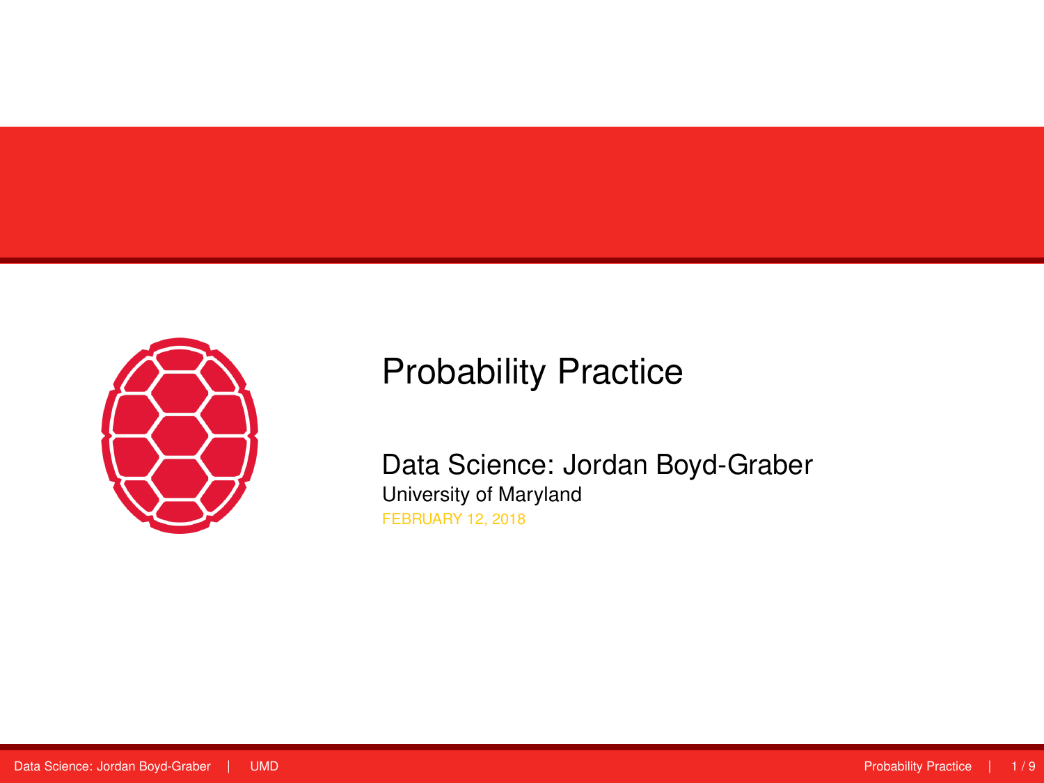# Probability Practice

Data Science: Jordan Boyd-Graber

University of Maryland

FEBRUARY 12, 2018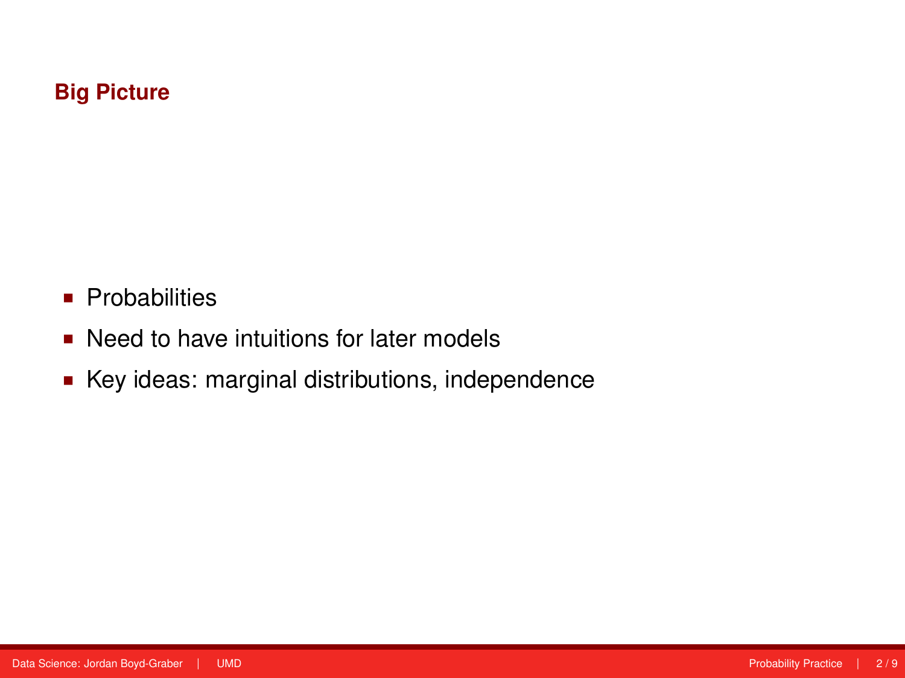## Big Picture

- Probabilities
- Need to have intuitions for later models
- Key ideas: marginal distributions, independence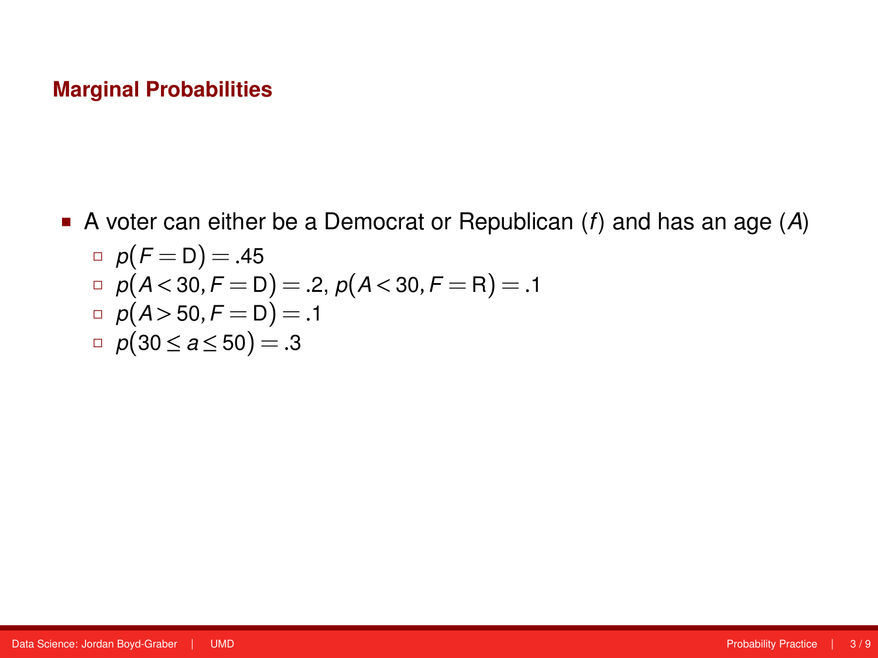## Marginal Probabilities

- A voter can either be a Democrat or Republican ($f$) and has an age ($A$)
  - $p(F = \text{D}) = .45$
  - $p(A < 30, F = \text{D}) = .2$, $p(A < 30, F = \text{R}) = .1$
  - $p(A > 50, F = \text{D}) = .1$
  - $p(30 \leq a \leq 50) = .3$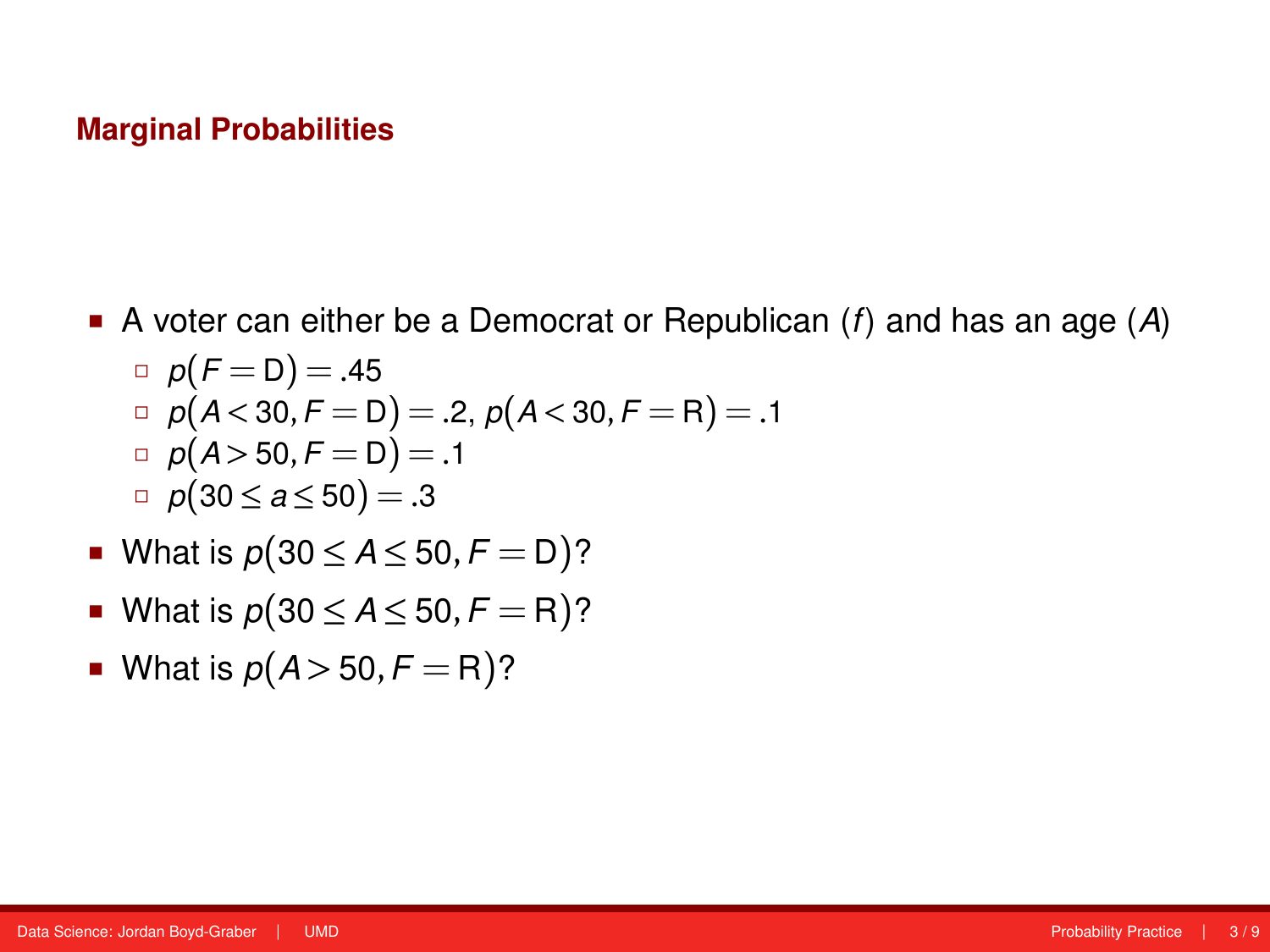## Marginal Probabilities

- A voter can either be a Democrat or Republican ($f$) and has an age ($A$)
  - $p(F = \text{D}) = .45$
  - $p(A < 30, F = \text{D}) = .2$, $p(A < 30, F = \text{R}) = .1$
  - $p(A > 50, F = \text{D}) = .1$
  - $p(30 \leq a \leq 50) = .3$
- What is $p(30 \leq A \leq 50, F = \text{D})$?
- What is $p(30 \leq A \leq 50, F = \text{R})$?
- What is $p(A > 50, F = \text{R})$?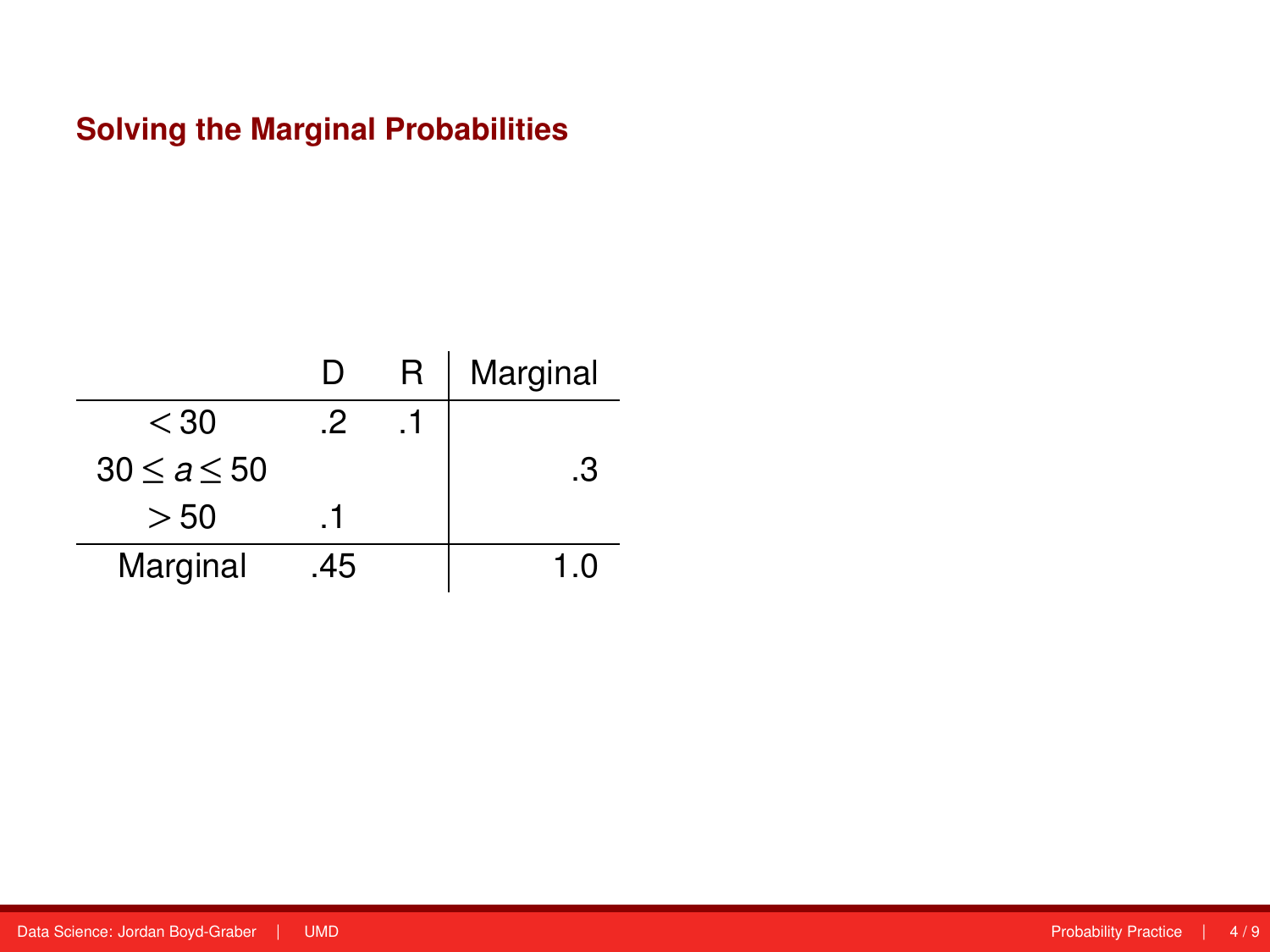## Solving the Marginal Probabilities

| | D | R | Marginal |
|---|---|---|---|
| $< 30$ | .2 | .1 | |
| $30 \leq a \leq 50$ | | | .3 |
| $> 50$ | .1 | | |
| Marginal | .45 | | 1.0 |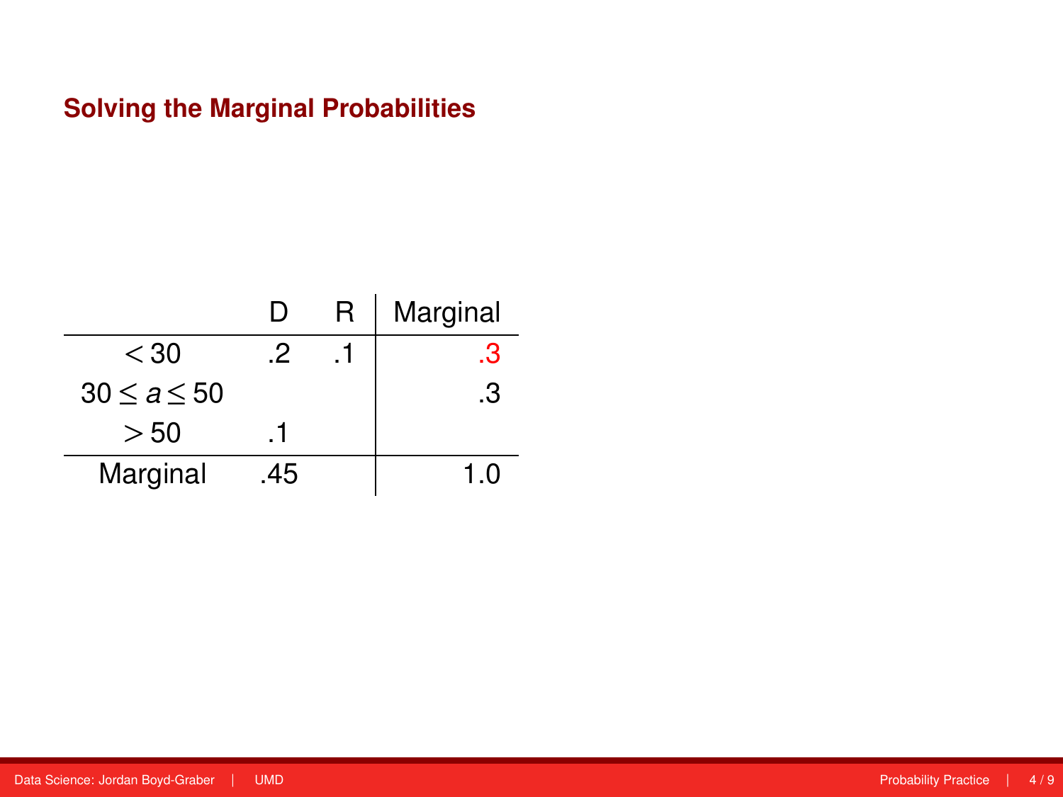## Solving the Marginal Probabilities

| | D | R | Marginal |
|---|---|---|---|
| $< 30$ | .2 | .1 | .3 |
| $30 \leq a \leq 50$ | | | .3 |
| $> 50$ | .1 | | |
| Marginal | .45 | | 1.0 |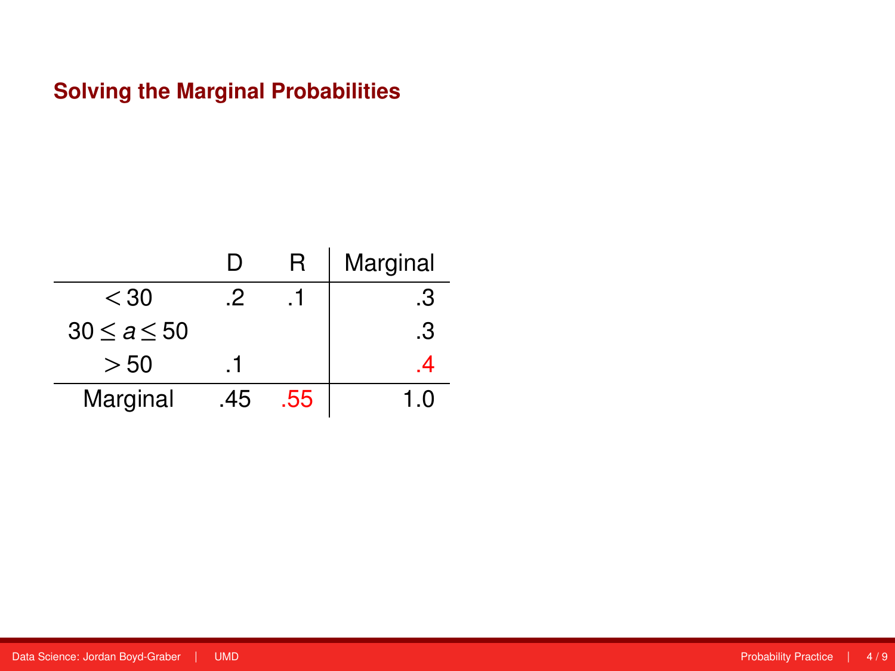## Solving the Marginal Probabilities

| | D | R | Marginal |
|---|---|---|---|
| $< 30$ | .2 | .1 | .3 |
| $30 \leq a \leq 50$ | | | .3 |
| $> 50$ | .1 | | .4 |
| Marginal | .45 | .55 | 1.0 |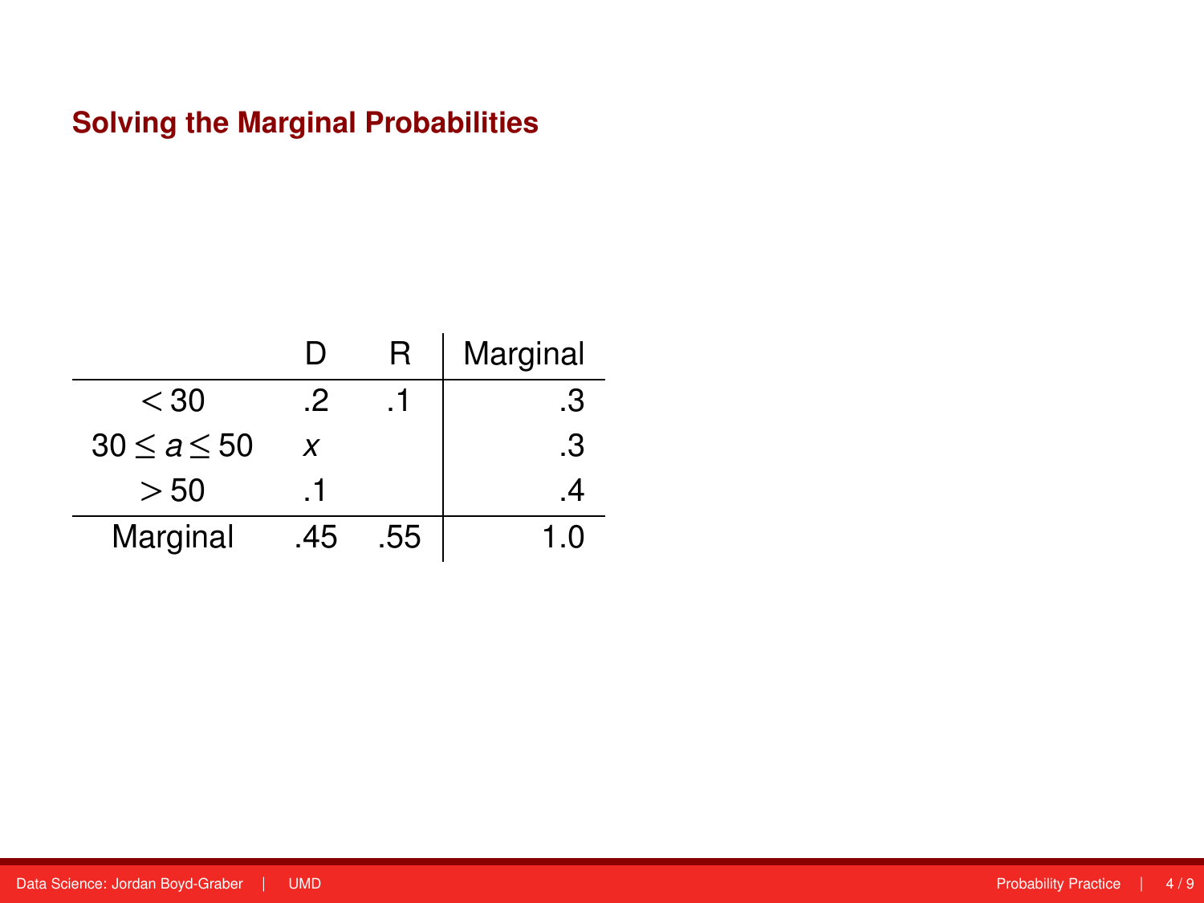## Solving the Marginal Probabilities

| | D | R | Marginal |
|---|---|---|---|
| $< 30$ | .2 | .1 | .3 |
| $30 \leq a \leq 50$ | $x$ | | .3 |
| $> 50$ | .1 | | .4 |
| Marginal | .45 | .55 | 1.0 |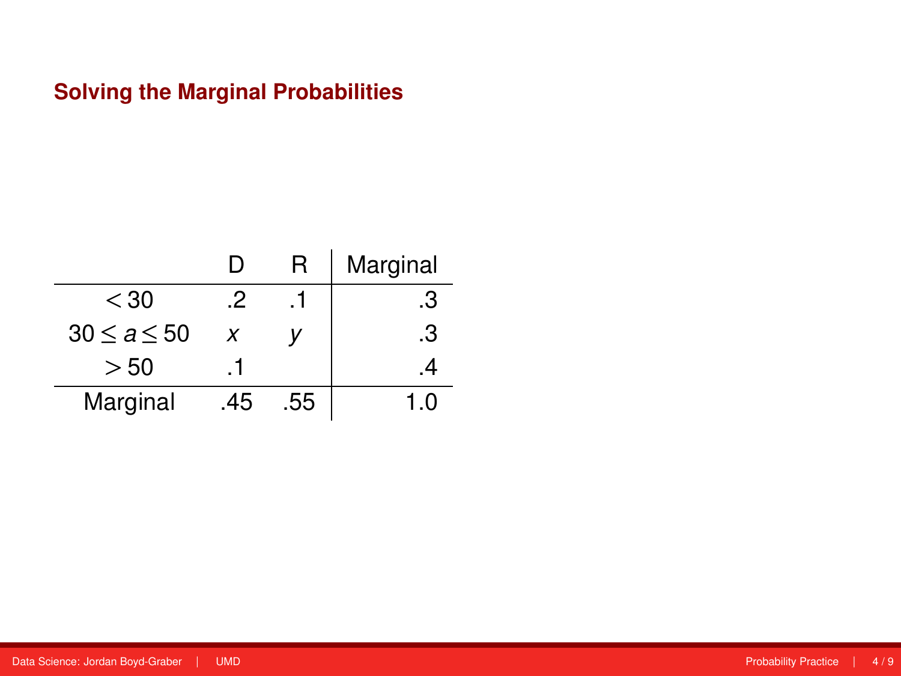## Solving the Marginal Probabilities

| | D | R | Marginal |
|---|---|---|---|
| $< 30$ | .2 | .1 | .3 |
| $30 \leq a \leq 50$ | $x$ | $y$ | .3 |
| $> 50$ | .1 | | .4 |
| Marginal | .45 | .55 | 1.0 |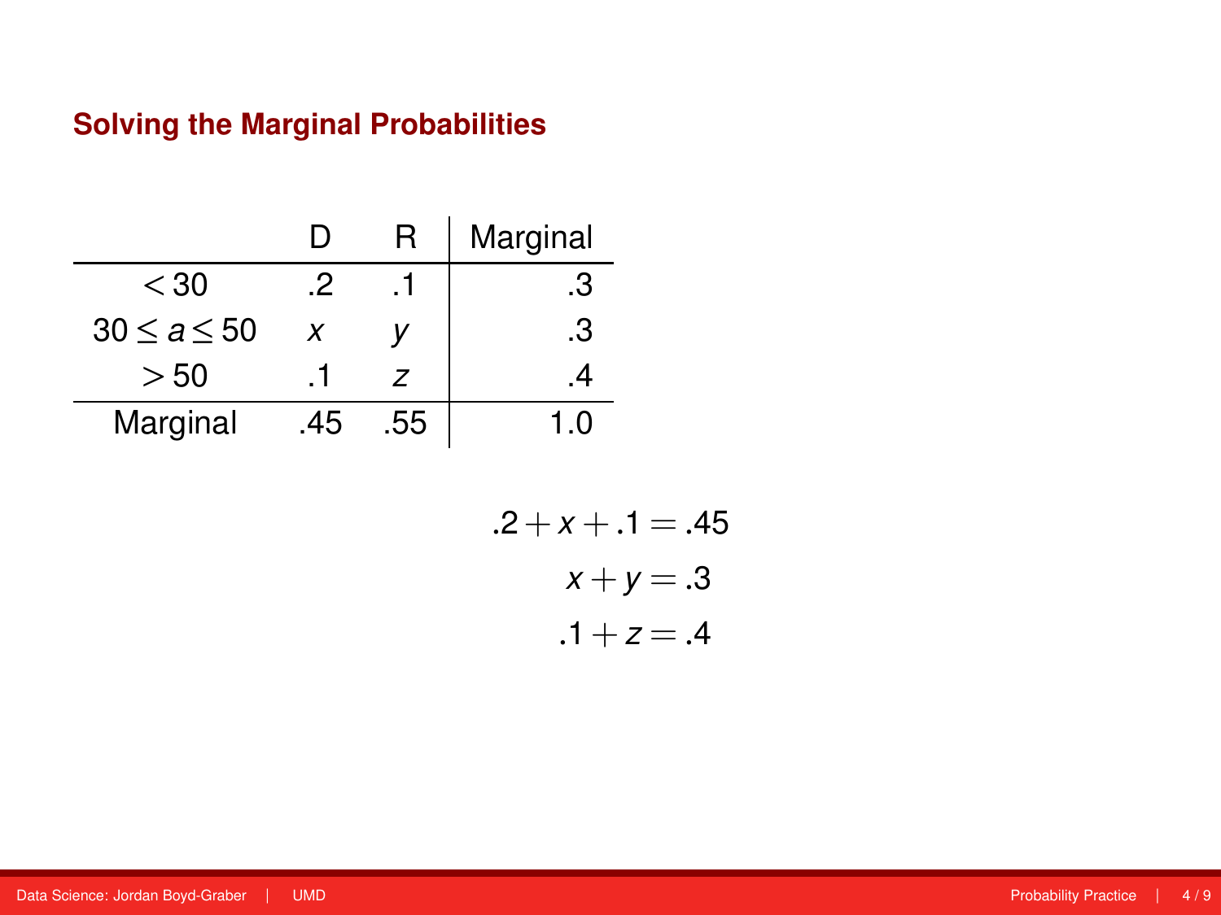## Solving the Marginal Probabilities

| | D | R | Marginal |
|---|---|---|---|
| $< 30$ | .2 | .1 | .3 |
| $30 \leq a \leq 50$ | $x$ | $y$ | .3 |
| $> 50$ | .1 | $z$ | .4 |
| Marginal | .45 | .55 | 1.0 |

$$.2 + x + .1 = .45$$

$$x + y = .3$$

$$.1 + z = .4$$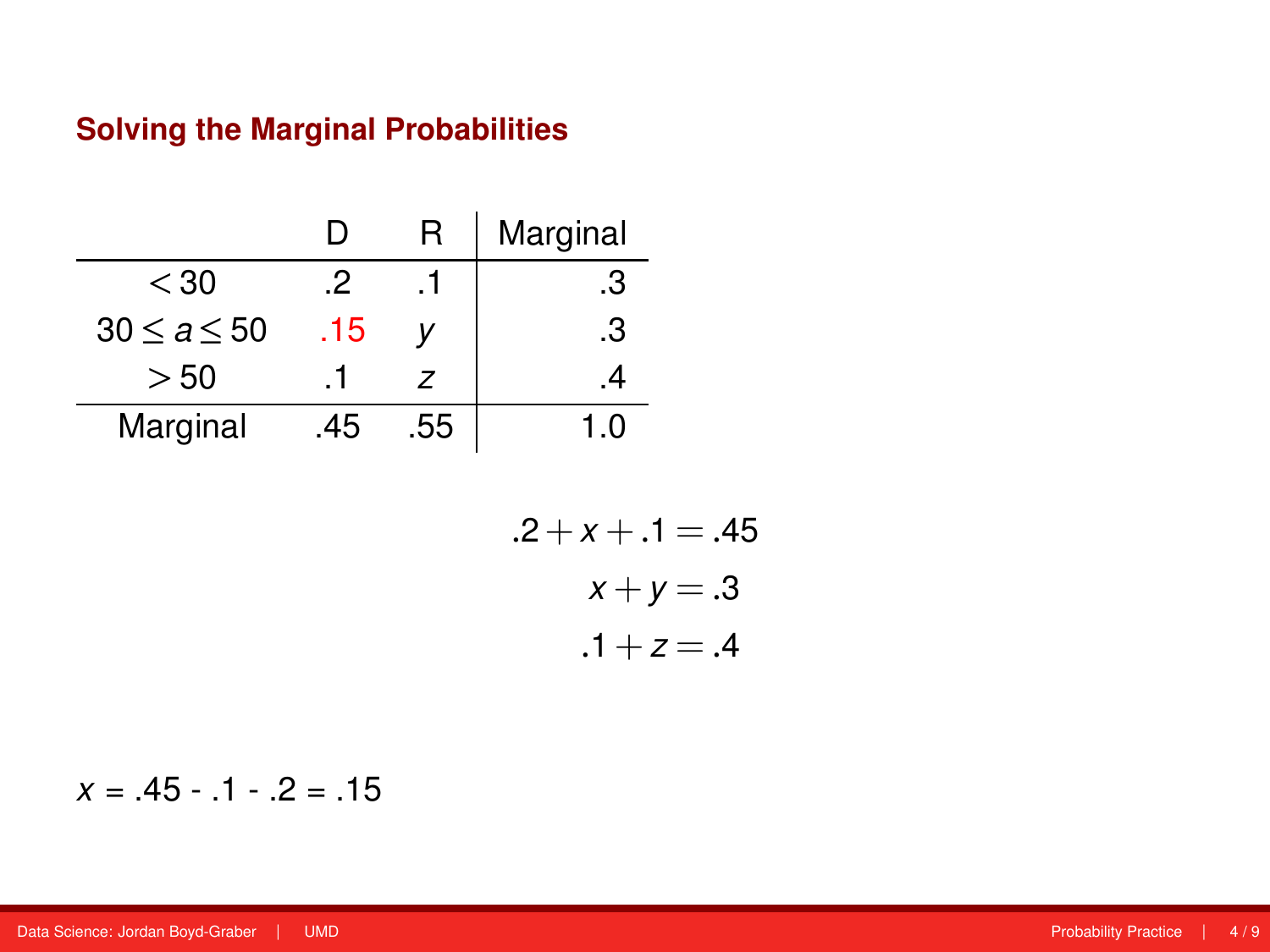## Solving the Marginal Probabilities

| | D | R | Marginal |
|---|---|---|---|
| $< 30$ | .2 | .1 | .3 |
| $30 \leq a \leq 50$ | .15 | $y$ | .3 |
| $> 50$ | .1 | $z$ | .4 |
| Marginal | .45 | .55 | 1.0 |

$$.2 + x + .1 = .45$$

$$x + y = .3$$

$$.1 + z = .4$$

$x$ = .45 - .1 - .2 = .15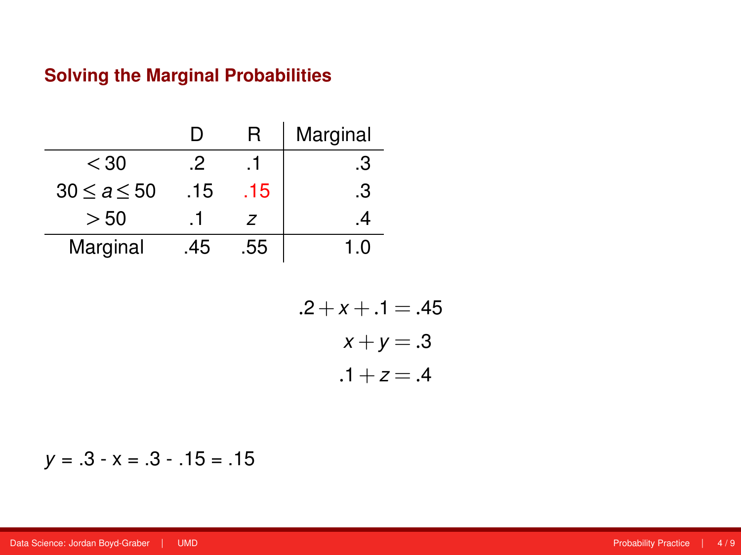## Solving the Marginal Probabilities

| | D | R | Marginal |
|---|---|---|---|
| $< 30$ | .2 | .1 | .3 |
| $30 \leq a \leq 50$ | .15 | .15 | .3 |
| $> 50$ | .1 | $z$ | .4 |
| Marginal | .45 | .55 | 1.0 |

$$.2 + x + .1 = .45$$

$$x + y = .3$$

$$.1 + z = .4$$

$y = .3 - x = .3 - .15 = .15$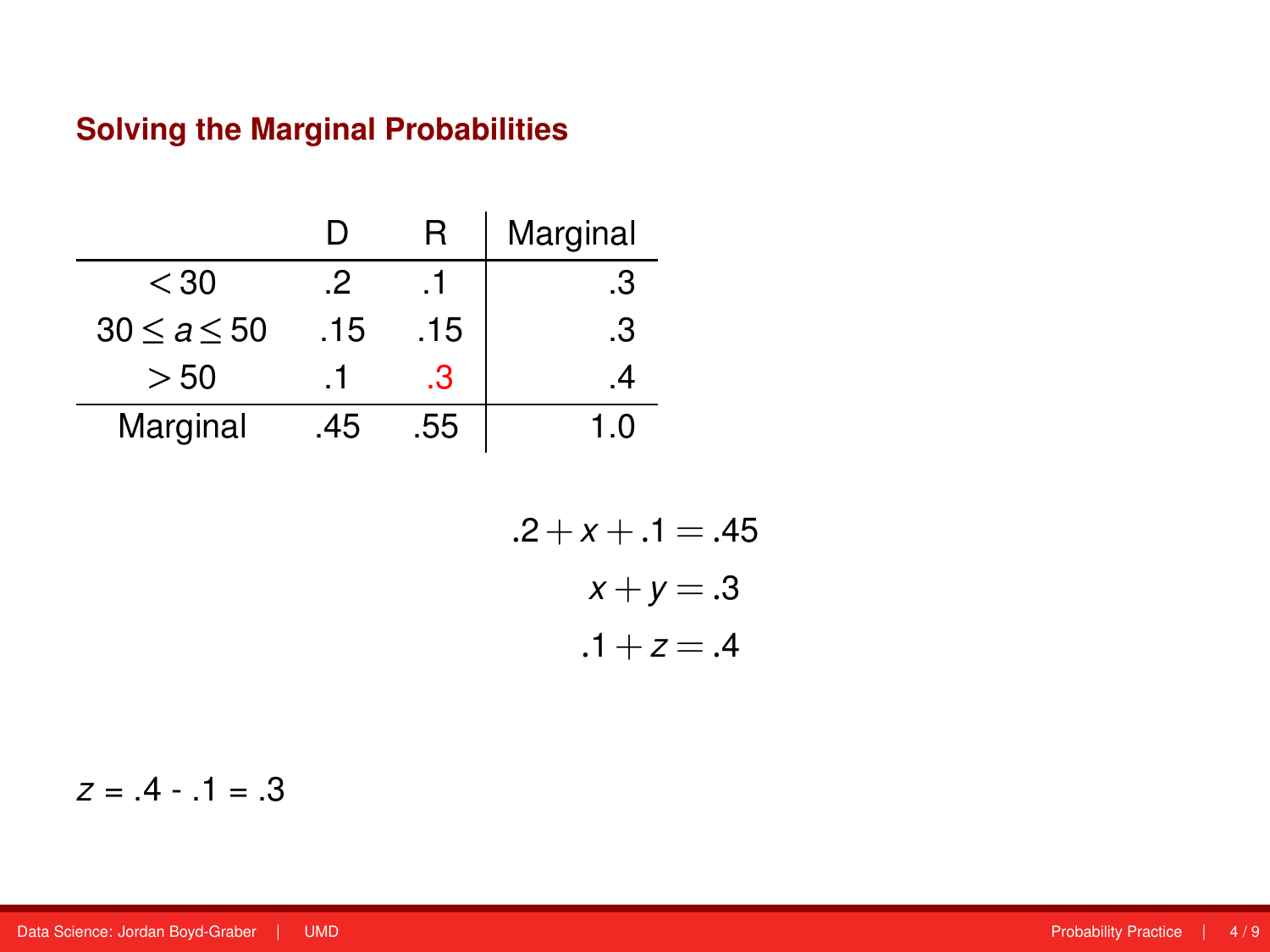## Solving the Marginal Probabilities

| | D | R | Marginal |
|---|---|---|---|
| $< 30$ | .2 | .1 | .3 |
| $30 \leq a \leq 50$ | .15 | .15 | .3 |
| $> 50$ | .1 | .3 | .4 |
| Marginal | .45 | .55 | 1.0 |

$$.2 + x + .1 = .45$$

$$x + y = .3$$

$$.1 + z = .4$$

$z$ = .4 - .1 = .3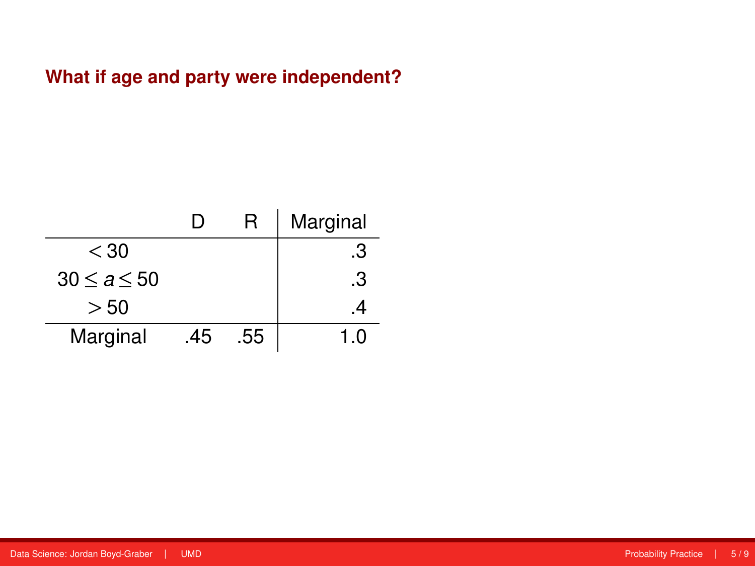**What if age and party were independent?**

| | D | R | Marginal |
|---|---|---|---|
| $< 30$ | | | .3 |
| $30 \leq a \leq 50$ | | | .3 |
| $> 50$ | | | .4 |
| Marginal | .45 | .55 | 1.0 |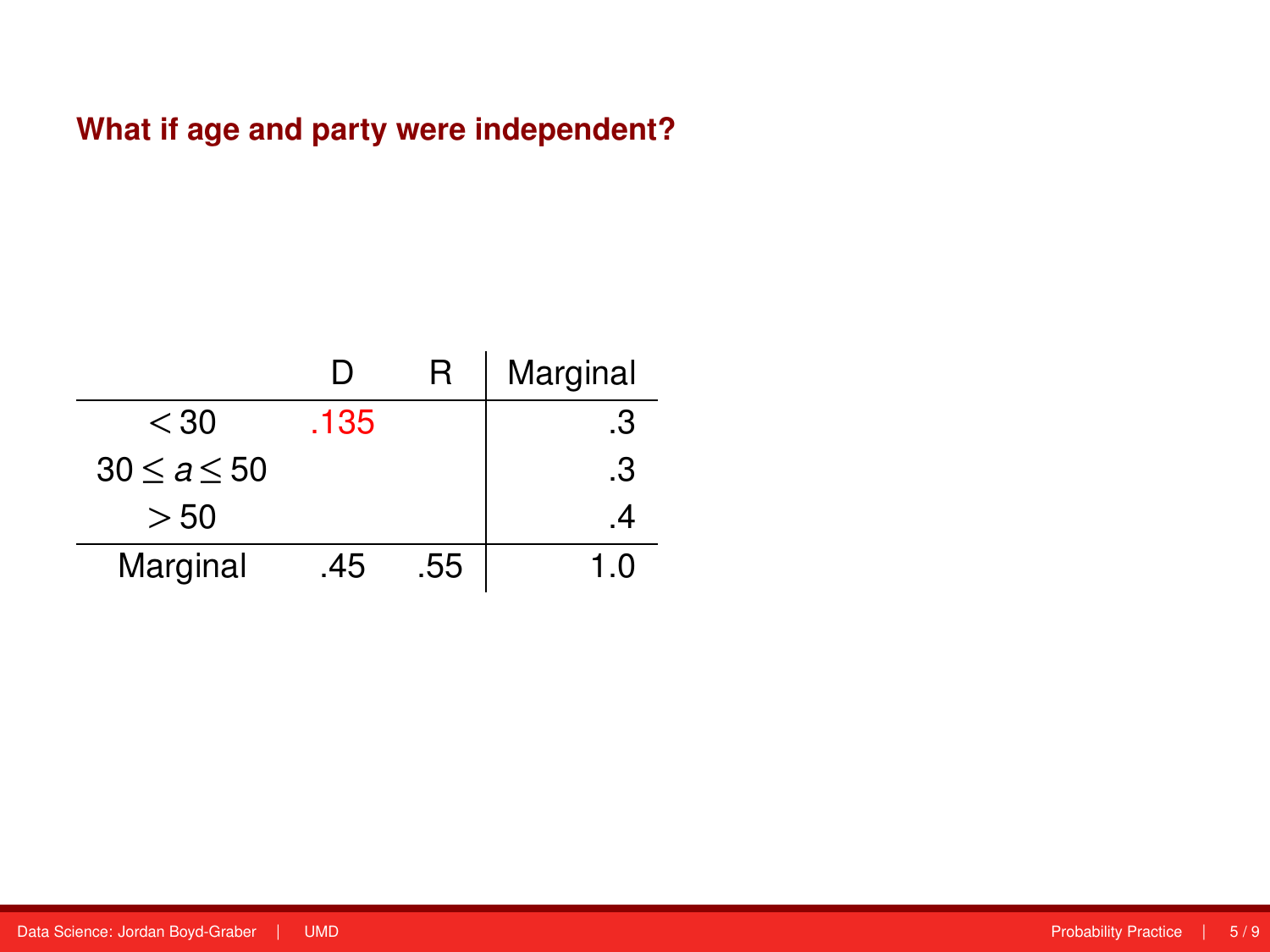## What if age and party were independent?

| | D | R | Marginal |
|---|---|---|---|
| $< 30$ | .135 | | .3 |
| $30 \leq a \leq 50$ | | | .3 |
| $> 50$ | | | .4 |
| Marginal | .45 | .55 | 1.0 |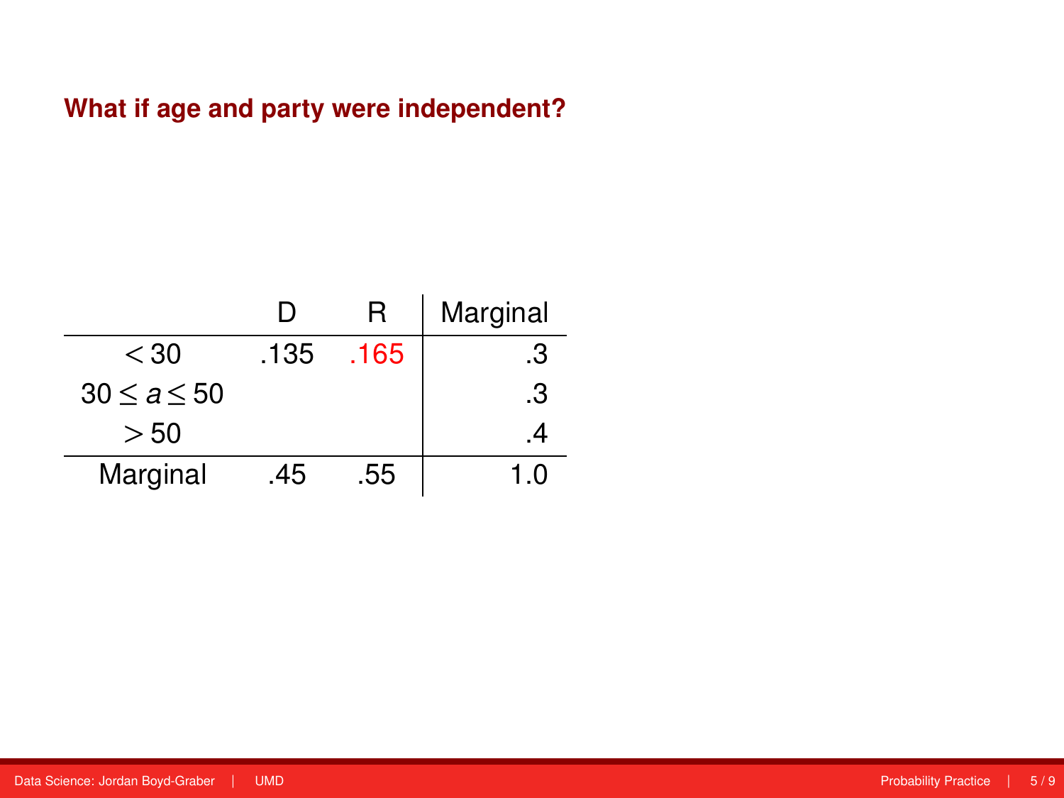## What if age and party were independent?

| | D | R | Marginal |
|---|---|---|---|
| $< 30$ | .135 | .165 | .3 |
| $30 \leq a \leq 50$ | | | .3 |
| $> 50$ | | | .4 |
| Marginal | .45 | .55 | 1.0 |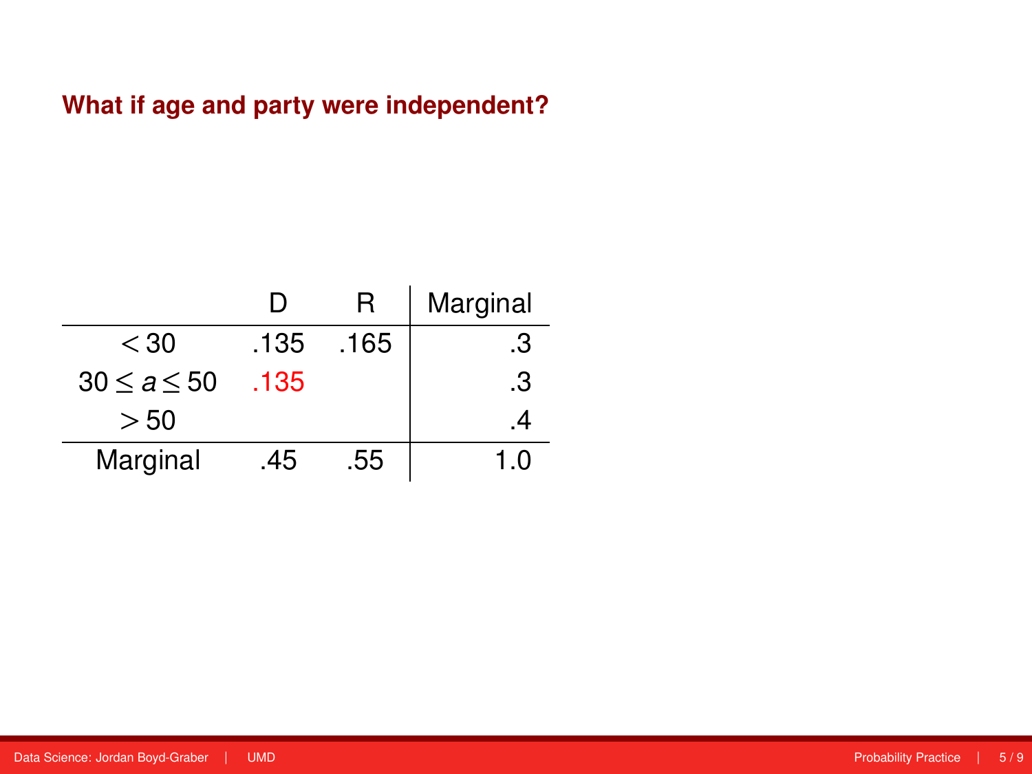## What if age and party were independent?

| | D | R | Marginal |
|---|---|---|---|
| $< 30$ | .135 | .165 | .3 |
| $30 \leq a \leq 50$ | .135 | | .3 |
| $> 50$ | | | .4 |
| Marginal | .45 | .55 | 1.0 |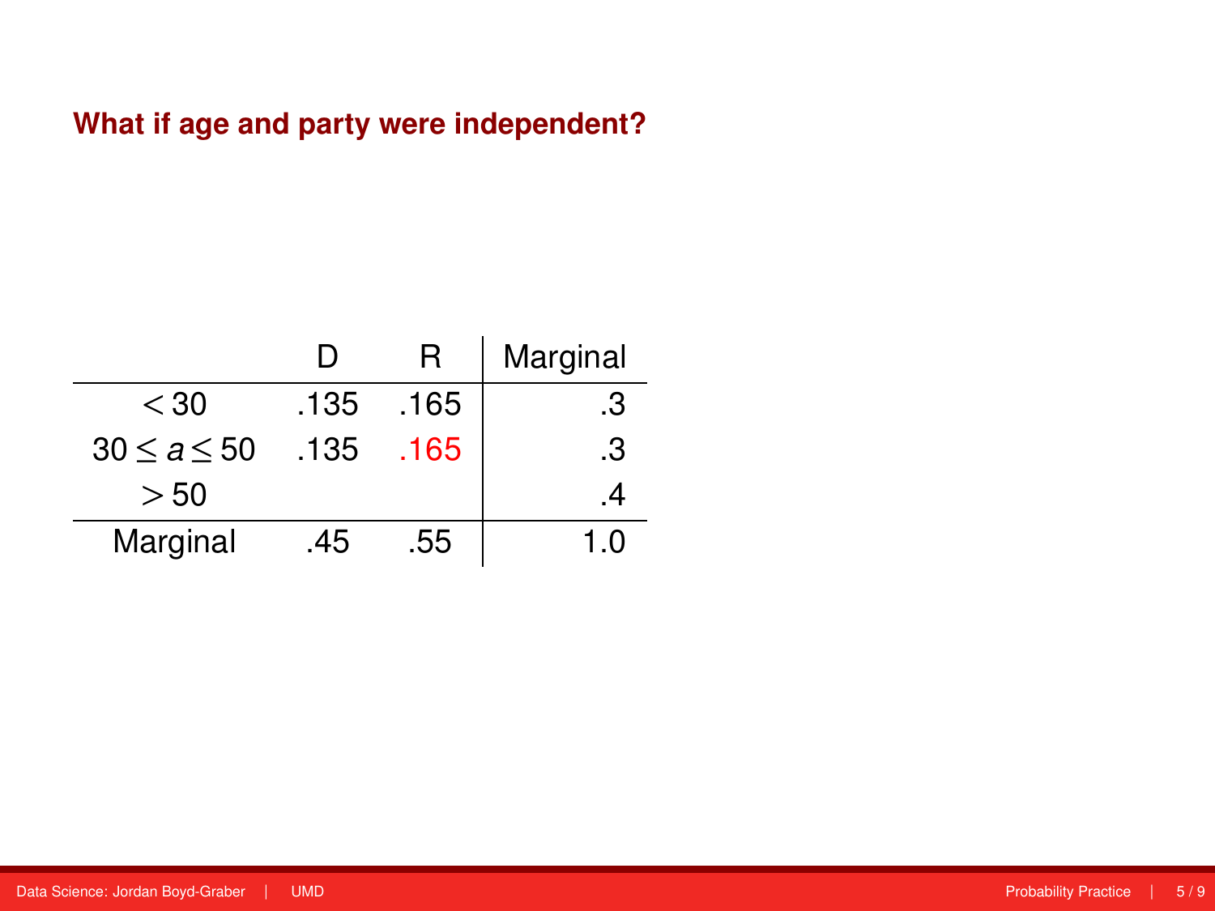## What if age and party were independent?

| | D | R | Marginal |
|---|---|---|---|
| $< 30$ | .135 | .165 | .3 |
| $30 \leq a \leq 50$ | .135 | .165 | .3 |
| $> 50$ | | | .4 |
| Marginal | .45 | .55 | 1.0 |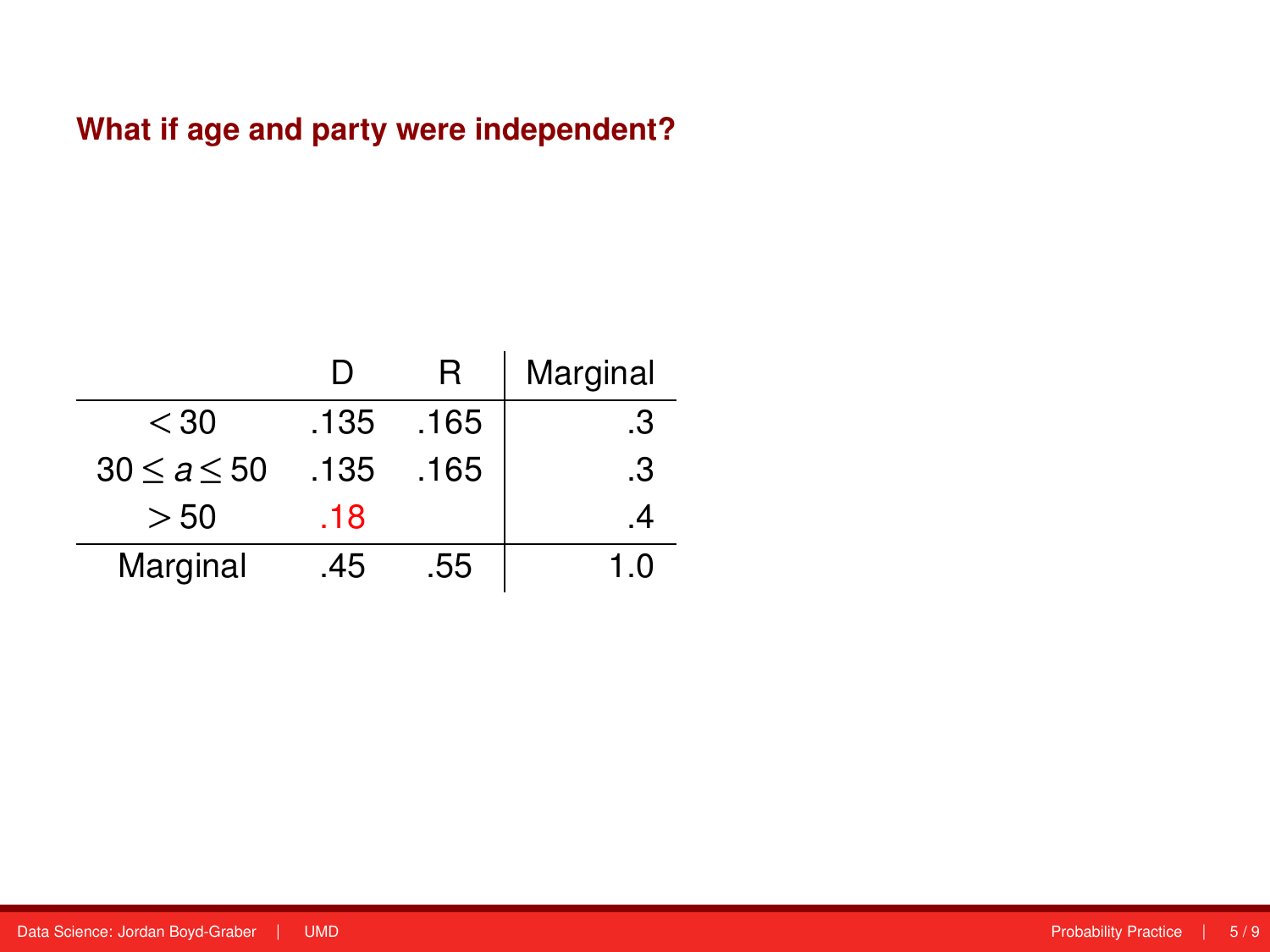**What if age and party were independent?**

| | D | R | Marginal |
|---|---|---|---|
| $< 30$ | .135 | .165 | .3 |
| $30 \leq a \leq 50$ | .135 | .165 | .3 |
| $> 50$ | .18 | | .4 |
| Marginal | .45 | .55 | 1.0 |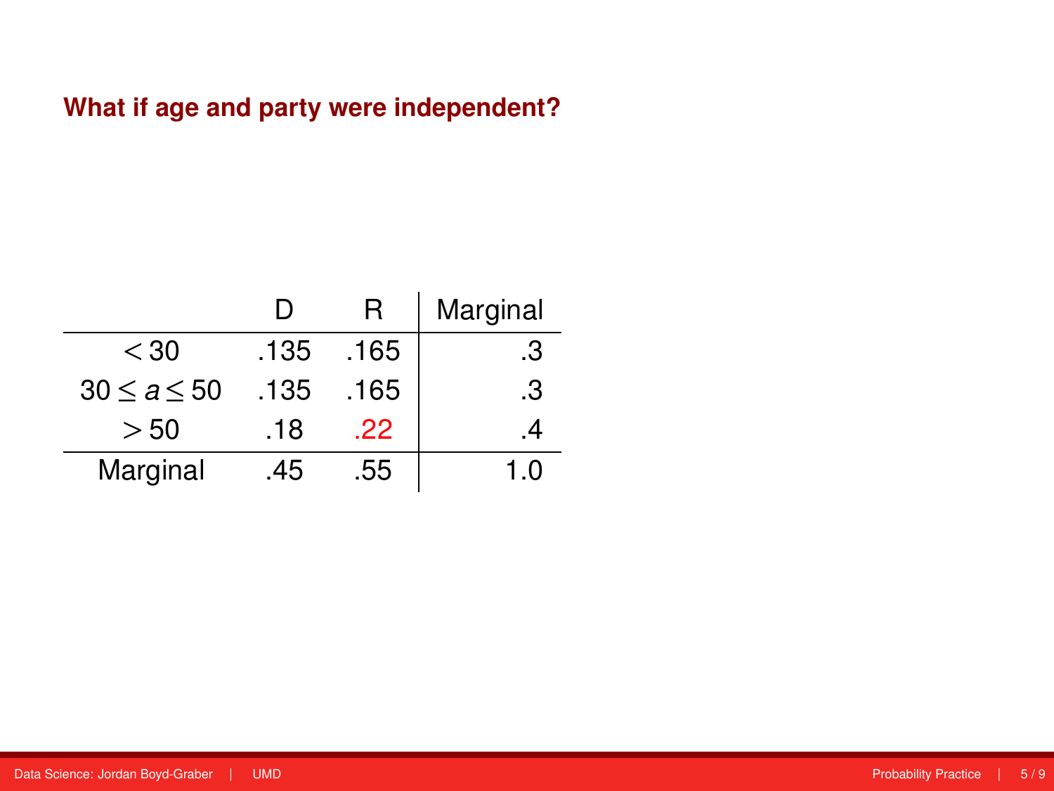## What if age and party were independent?

| | D | R | Marginal |
|---|---|---|---|
| $< 30$ | .135 | .165 | .3 |
| $30 \leq a \leq 50$ | .135 | .165 | .3 |
| $> 50$ | .18 | .22 | .4 |
| Marginal | .45 | .55 | 1.0 |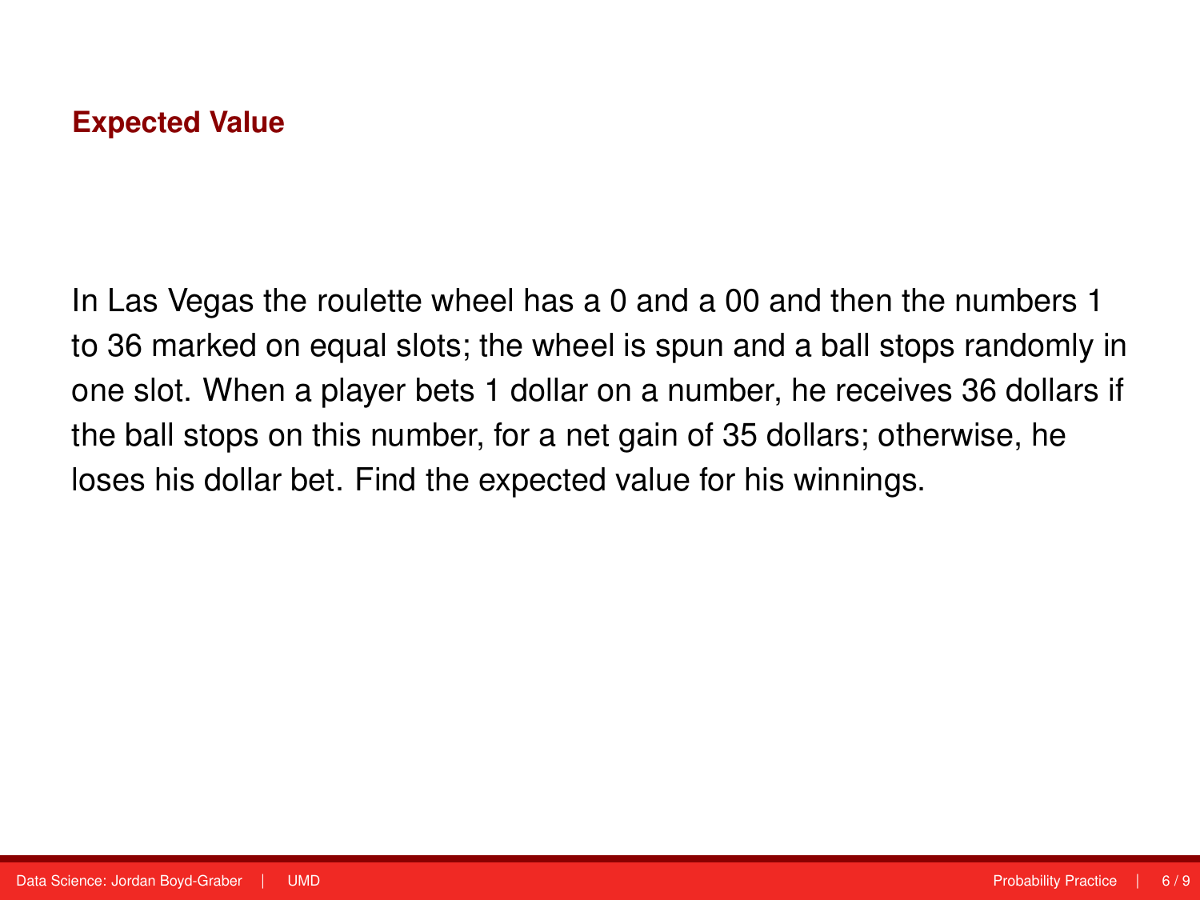## Expected Value

In Las Vegas the roulette wheel has a 0 and a 00 and then the numbers 1 to 36 marked on equal slots; the wheel is spun and a ball stops randomly in one slot. When a player bets 1 dollar on a number, he receives 36 dollars if the ball stops on this number, for a net gain of 35 dollars; otherwise, he loses his dollar bet. Find the expected value for his winnings.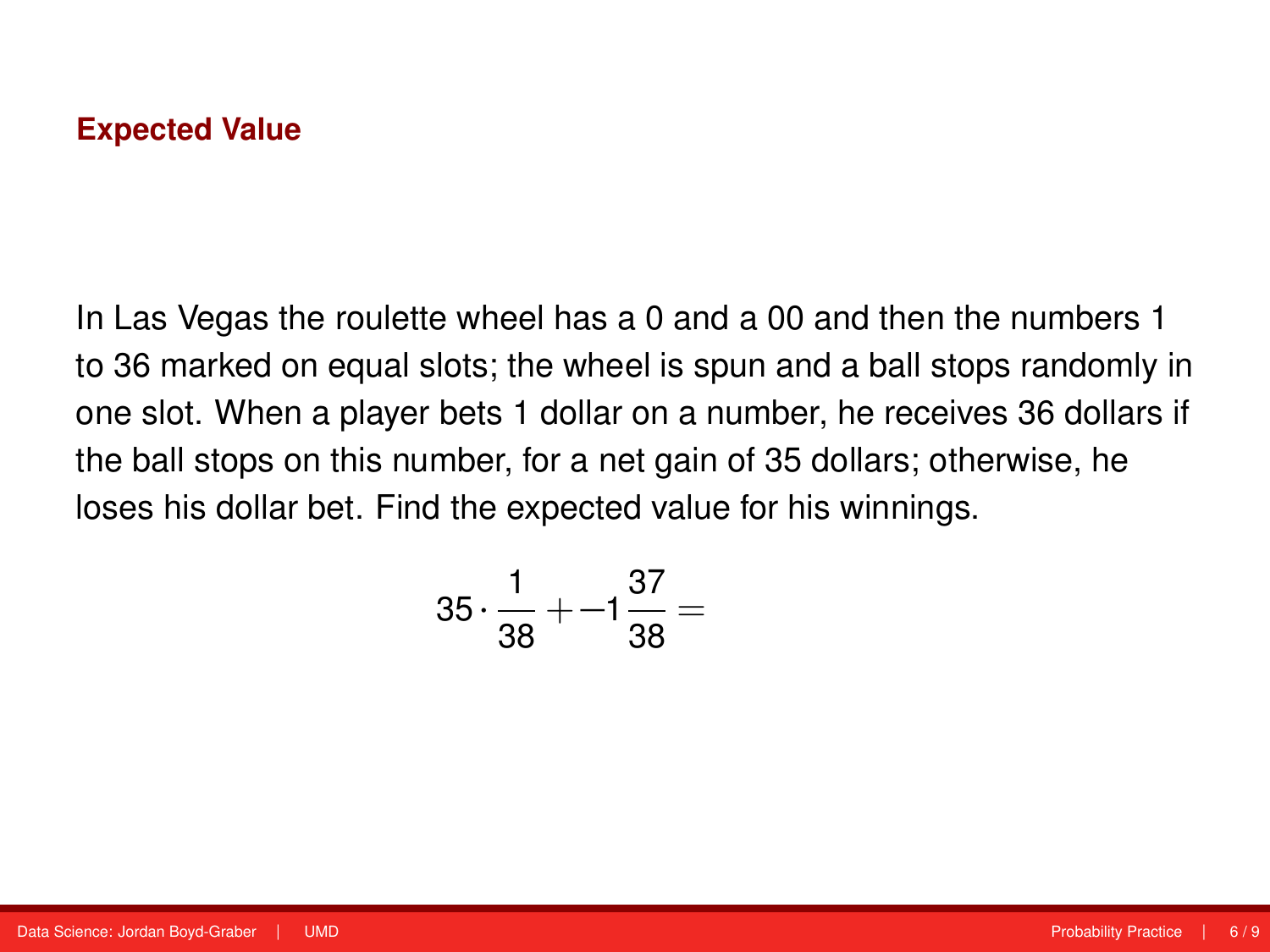## Expected Value

In Las Vegas the roulette wheel has a 0 and a 00 and then the numbers 1 to 36 marked on equal slots; the wheel is spun and a ball stops randomly in one slot. When a player bets 1 dollar on a number, he receives 36 dollars if the ball stops on this number, for a net gain of 35 dollars; otherwise, he loses his dollar bet. Find the expected value for his winnings.

$$35 \cdot \frac{1}{38} + -1 \frac{37}{38} =$$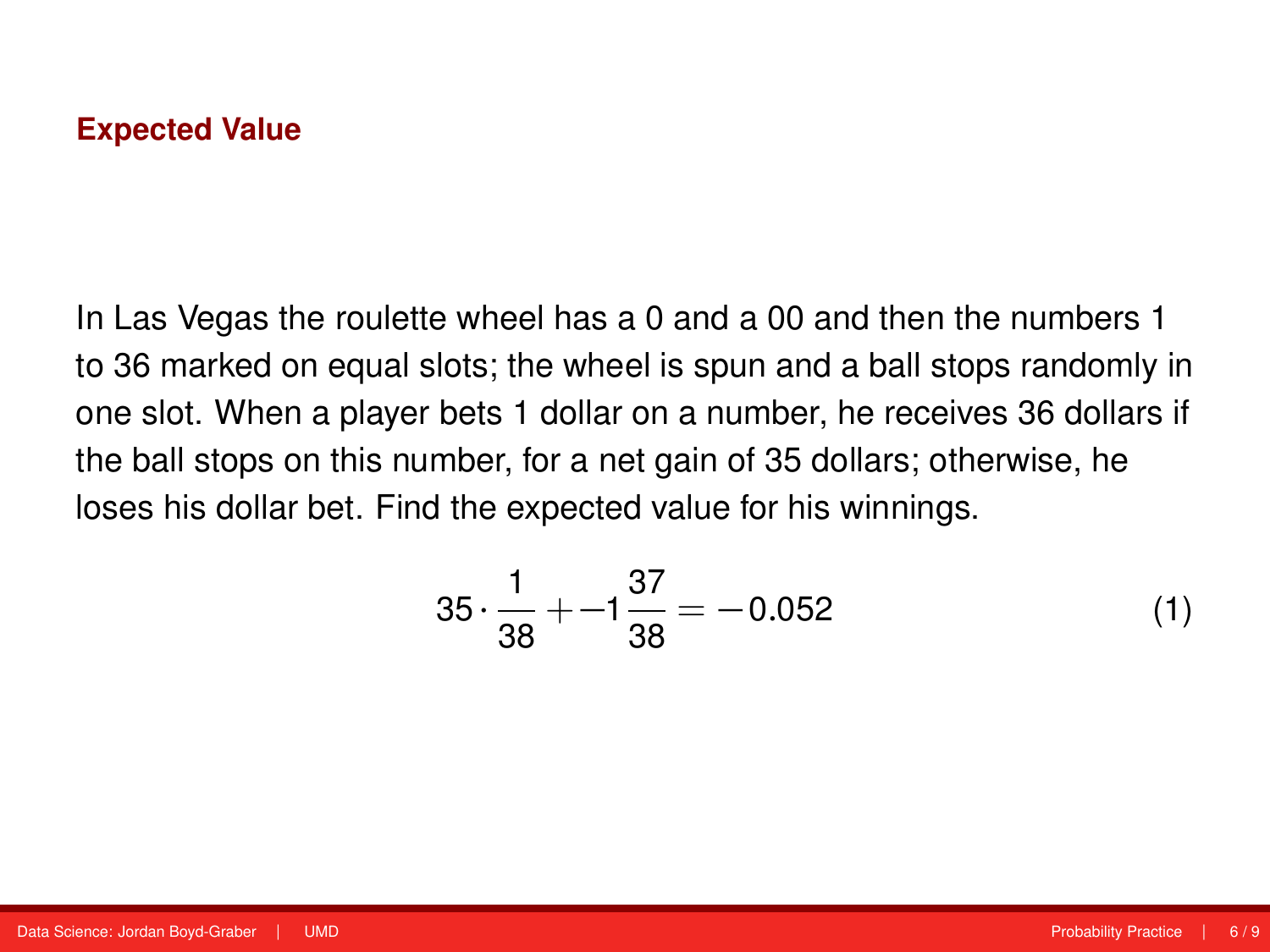## Expected Value

In Las Vegas the roulette wheel has a 0 and a 00 and then the numbers 1 to 36 marked on equal slots; the wheel is spun and a ball stops randomly in one slot. When a player bets 1 dollar on a number, he receives 36 dollars if the ball stops on this number, for a net gain of 35 dollars; otherwise, he loses his dollar bet. Find the expected value for his winnings.

$$35 \cdot \frac{1}{38} + -1 \frac{37}{38} = -0.052 \tag{1}$$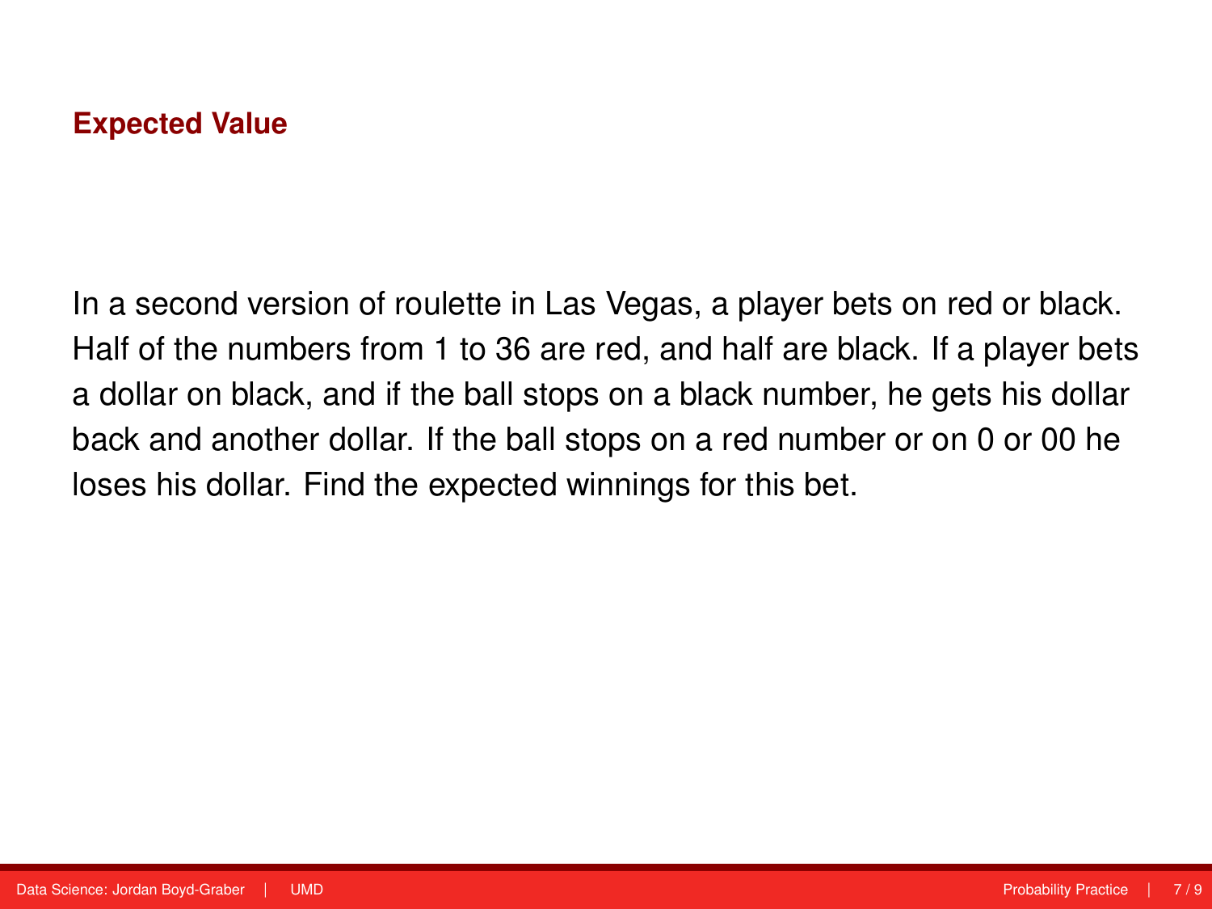## Expected Value

In a second version of roulette in Las Vegas, a player bets on red or black. Half of the numbers from 1 to 36 are red, and half are black. If a player bets a dollar on black, and if the ball stops on a black number, he gets his dollar back and another dollar. If the ball stops on a red number or on 0 or 00 he loses his dollar. Find the expected winnings for this bet.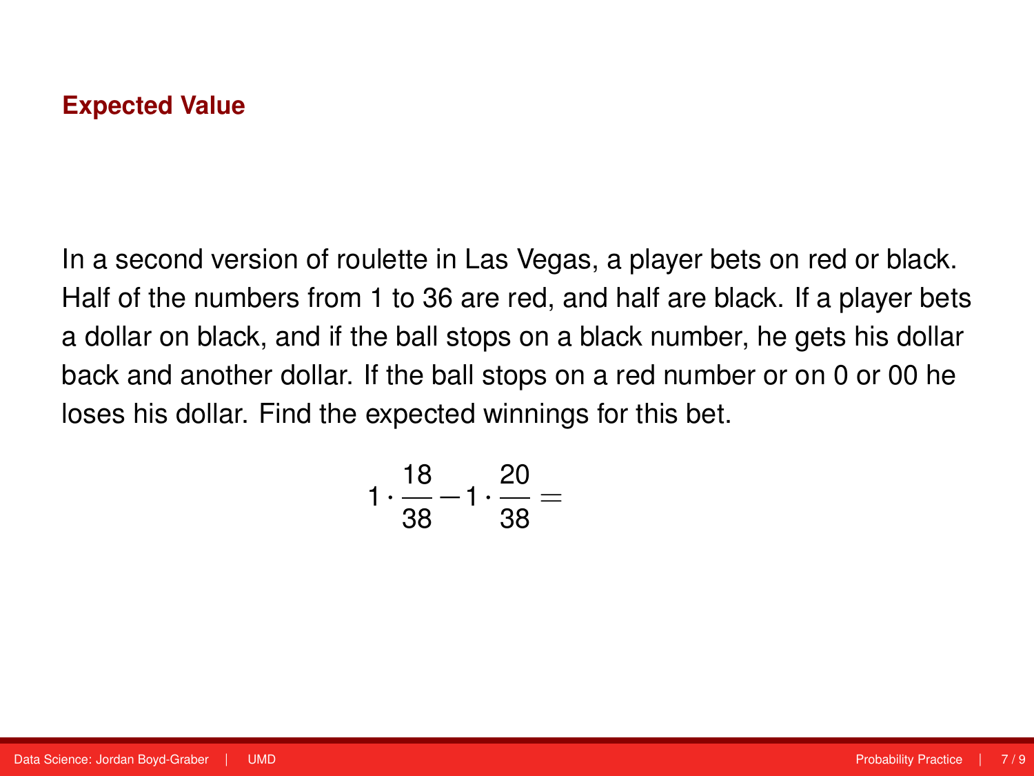## Expected Value

In a second version of roulette in Las Vegas, a player bets on red or black. Half of the numbers from 1 to 36 are red, and half are black. If a player bets a dollar on black, and if the ball stops on a black number, he gets his dollar back and another dollar. If the ball stops on a red number or on 0 or 00 he loses his dollar. Find the expected winnings for this bet.

$$1 \cdot \frac{18}{38} - 1 \cdot \frac{20}{38} =$$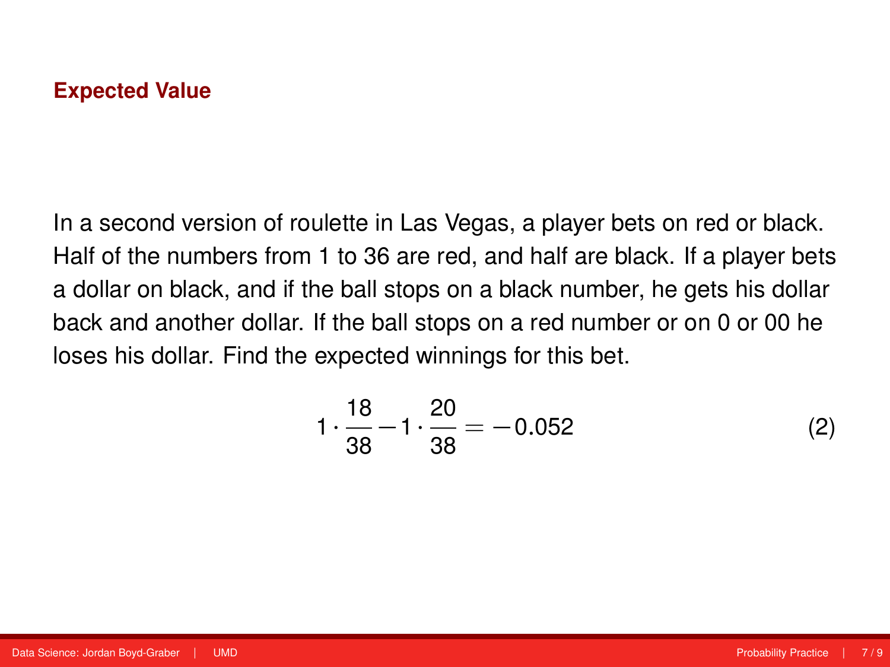## Expected Value

In a second version of roulette in Las Vegas, a player bets on red or black. Half of the numbers from 1 to 36 are red, and half are black. If a player bets a dollar on black, and if the ball stops on a black number, he gets his dollar back and another dollar. If the ball stops on a red number or on 0 or 00 he loses his dollar. Find the expected winnings for this bet.

$$1 \cdot \frac{18}{38} - 1 \cdot \frac{20}{38} = -0.052 \tag{2}$$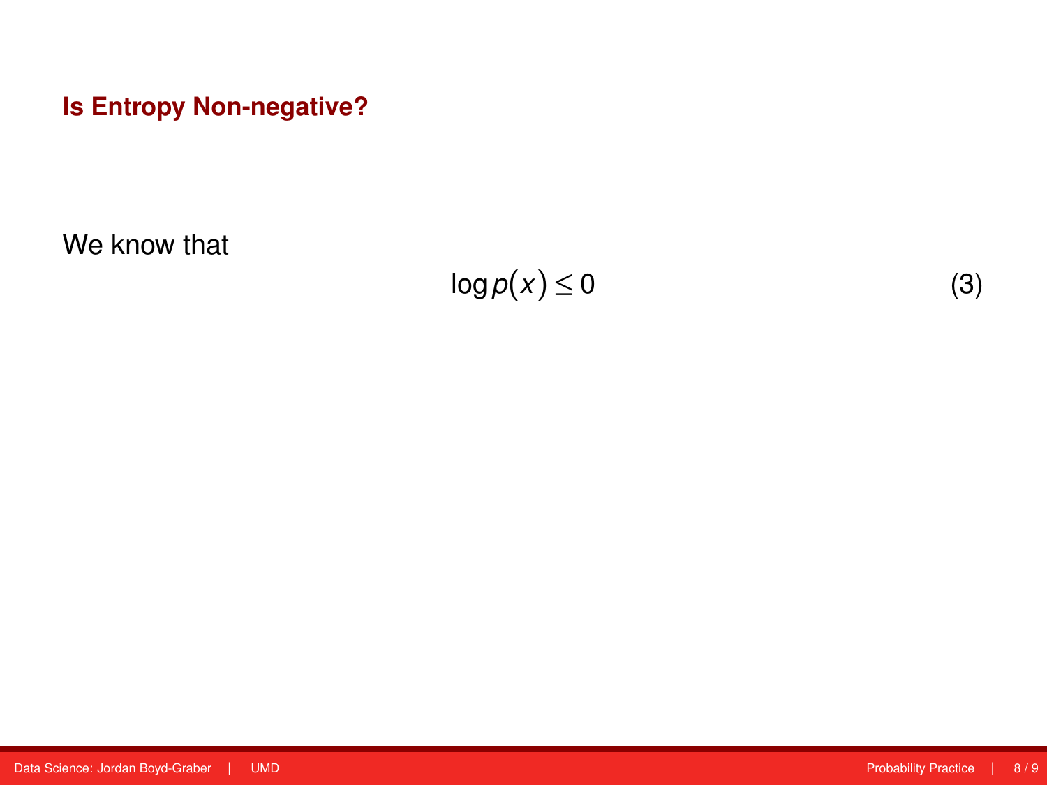## Is Entropy Non-negative?

We know that

$$\log p(x) \leq 0 \tag{3}$$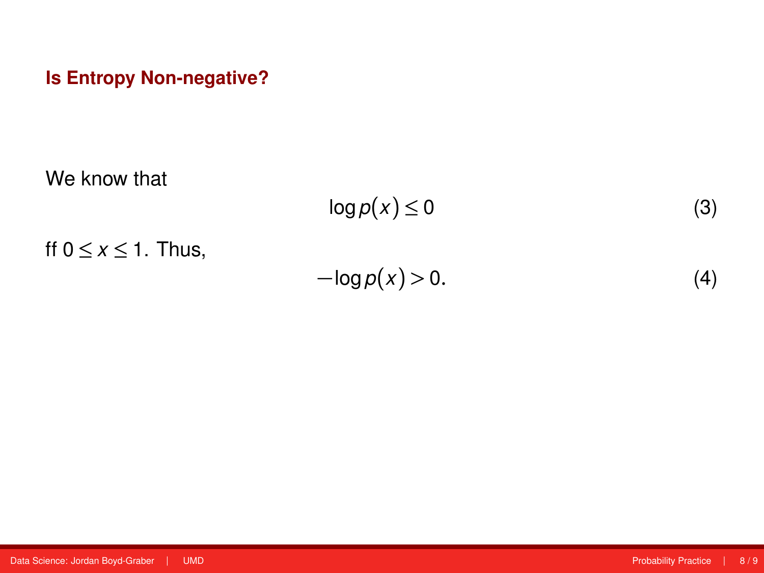## Is Entropy Non-negative?

We know that

$$\log p(x) \leq 0 \tag{3}$$

ff $0 \leq x \leq 1$. Thus,

$$-\log p(x) > 0. \tag{4}$$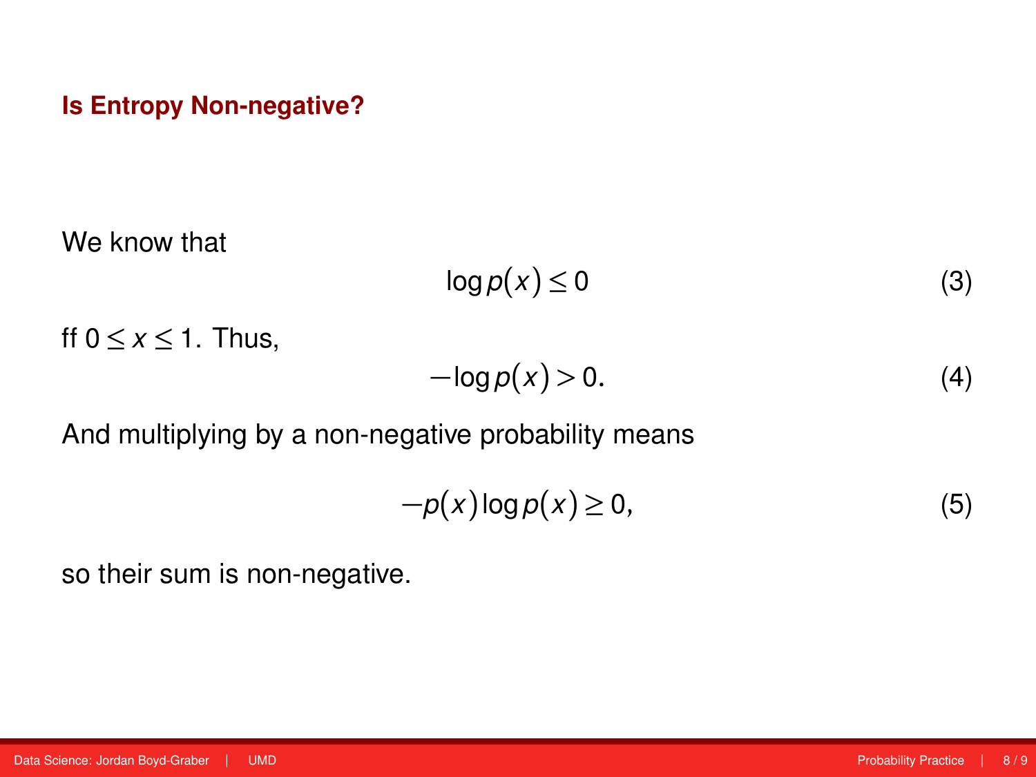# Is Entropy Non-negative?

We know that

$$\log p(x) \leq 0 \tag{3}$$

ff $0 \leq x \leq 1$. Thus,

$$-\log p(x) > 0. \tag{4}$$

And multiplying by a non-negative probability means

$$-p(x) \log p(x) \geq 0, \tag{5}$$

so their sum is non-negative.